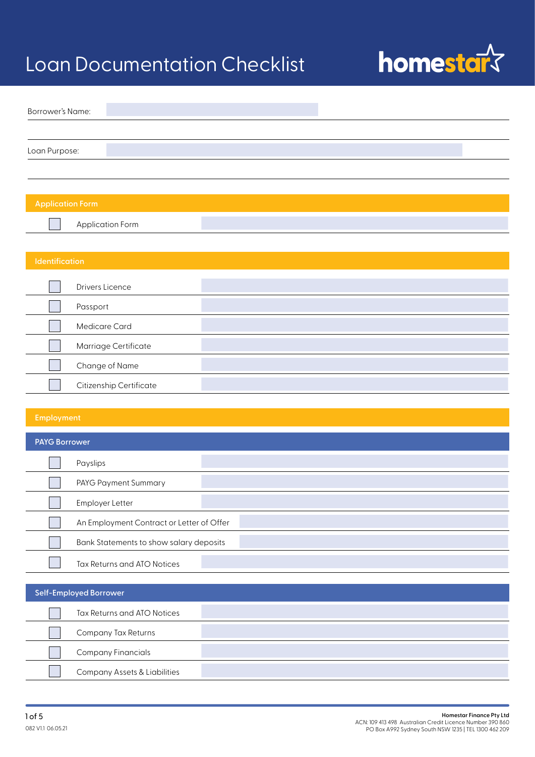# Loan Documentation Checklist

homestar

Borrower's Name:

Loan Purpose:

## Application Form

- [ ] Application Form

## Identification

- [ ] Drivers Licence
- [ ] Passport
- [ ] Medicare Card
- [ ] Marriage Certificate
- [ ] Change of Name
- [ ] Citizenship Certificate

## Employment

### PAYG Borrower

- [ ] Payslips
- [ ] PAYG Payment Summary
- [ ] Employer Letter
- [ ] An Employment Contract or Letter of Offer
- [ ] Bank Statements to show salary deposits
- [ ] Tax Returns and ATO Notices

### Self-Employed Borrower

- [ ] Tax Returns and ATO Notices
- [ ] Company Tax Returns
- [ ] Company Financials
- [ ] Company Assets & Liabilities

082 V1.1 06.05.21

**Homestar Finance Pty Ltd**
ACN: 109 413 498 Australian Credit Licence Number 390 860
PO Box A992 Sydney South NSW 1235 | TEL 1300 462 209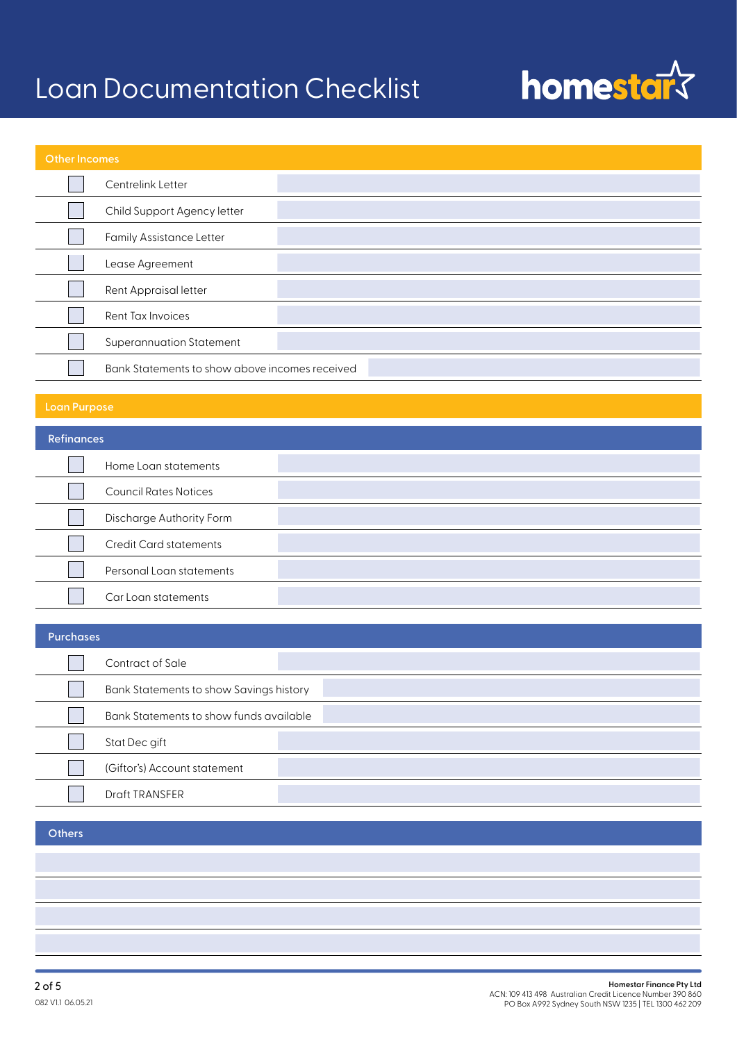# Loan Documentation Checklist

## Other Incomes

| | Document | Notes |
|---|---|---|
| ☐ | Centrelink Letter | |
| ☐ | Child Support Agency letter | |
| ☐ | Family Assistance Letter | |
| ☐ | Lease Agreement | |
| ☐ | Rent Appraisal letter | |
| ☐ | Rent Tax Invoices | |
| ☐ | Superannuation Statement | |
| ☐ | Bank Statements to show above incomes received | |

## Loan Purpose

### Refinances

| | Document | Notes |
|---|---|---|
| ☐ | Home Loan statements | |
| ☐ | Council Rates Notices | |
| ☐ | Discharge Authority Form | |
| ☐ | Credit Card statements | |
| ☐ | Personal Loan statements | |
| ☐ | Car Loan statements | |

### Purchases

| | Document | Notes |
|---|---|---|
| ☐ | Contract of Sale | |
| ☐ | Bank Statements to show Savings history | |
| ☐ | Bank Statements to show funds available | |
| ☐ | Stat Dec gift | |
| ☐ | (Giftor's) Account statement | |
| ☐ | Draft TRANSFER | |

### Others

| |
|---|
| |
| |
| |
| |

082 V1.1 06.05.21

**Homestar Finance Pty Ltd**
ACN: 109 413 498 Australian Credit Licence Number 390 860
PO Box A992 Sydney South NSW 1235 | TEL 1300 462 209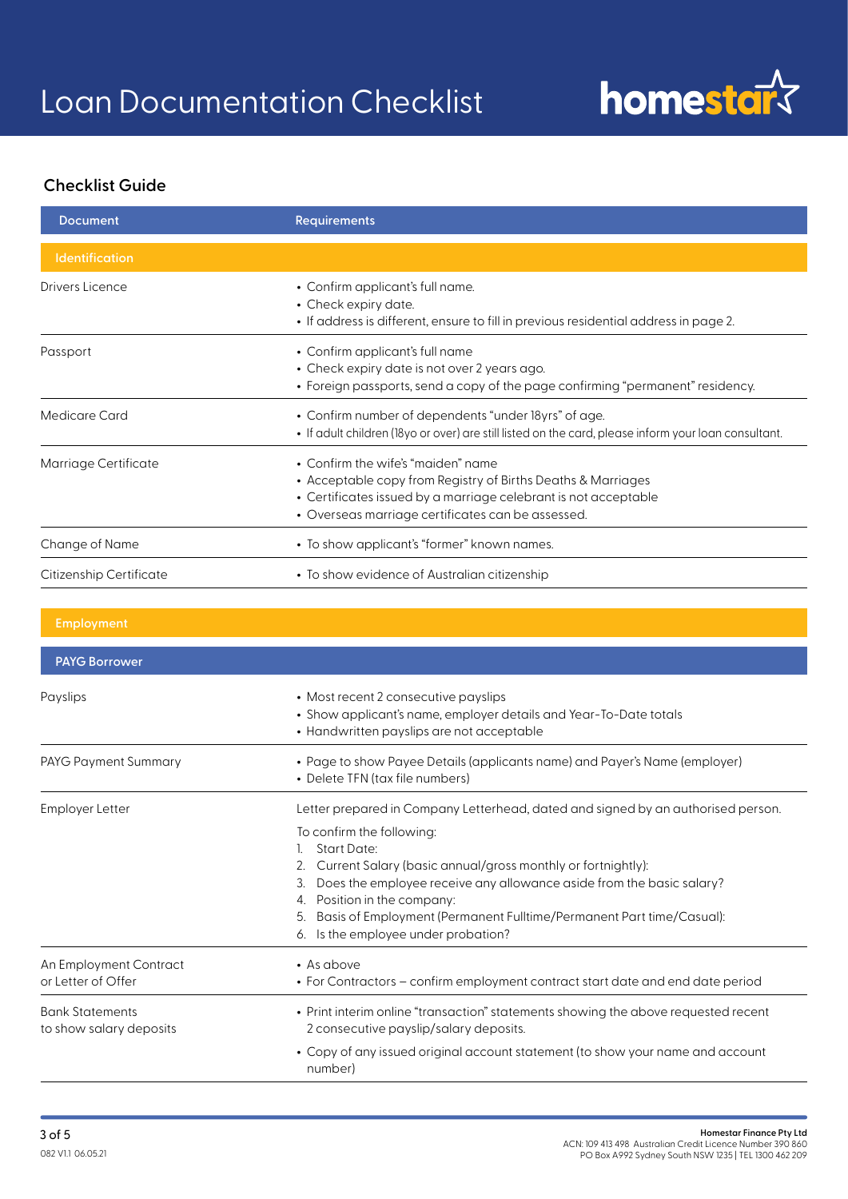# Loan Documentation Checklist

## Checklist Guide

| Document | Requirements |
|---|---|
| **Identification** | |
| Drivers Licence | • Confirm applicant's full name.<br>• Check expiry date.<br>• If address is different, ensure to fill in previous residential address in page 2. |
| Passport | • Confirm applicant's full name<br>• Check expiry date is not over 2 years ago.<br>• Foreign passports, send a copy of the page confirming "permanent" residency. |
| Medicare Card | • Confirm number of dependents "under 18yrs" of age.<br>• If adult children (18yo or over) are still listed on the card, please inform your loan consultant. |
| Marriage Certificate | • Confirm the wife's "maiden" name<br>• Acceptable copy from Registry of Births Deaths & Marriages<br>• Certificates issued by a marriage celebrant is not acceptable<br>• Overseas marriage certificates can be assessed. |
| Change of Name | • To show applicant's "former" known names. |
| Citizenship Certificate | • To show evidence of Australian citizenship |
| **Employment** | |
| **PAYG Borrower** | |
| Payslips | • Most recent 2 consecutive payslips<br>• Show applicant's name, employer details and Year-To-Date totals<br>• Handwritten payslips are not acceptable |
| PAYG Payment Summary | • Page to show Payee Details (applicants name) and Payer's Name (employer)<br>• Delete TFN (tax file numbers) |
| Employer Letter | Letter prepared in Company Letterhead, dated and signed by an authorised person.<br>To confirm the following:<br>1. Start Date:<br>2. Current Salary (basic annual/gross monthly or fortnightly):<br>3. Does the employee receive any allowance aside from the basic salary?<br>4. Position in the company:<br>5. Basis of Employment (Permanent Fulltime/Permanent Part time/Casual):<br>6. Is the employee under probation? |
| An Employment Contract or Letter of Offer | • As above<br>• For Contractors – confirm employment contract start date and end date period |
| Bank Statements to show salary deposits | • Print interim online "transaction" statements showing the above requested recent 2 consecutive payslip/salary deposits.<br>• Copy of any issued original account statement (to show your name and account number) |

082 V1.1 06.05.21

**Homestar Finance Pty Ltd**
ACN: 109 413 498 Australian Credit Licence Number 390 860
PO Box A992 Sydney South NSW 1235 | TEL 1300 462 209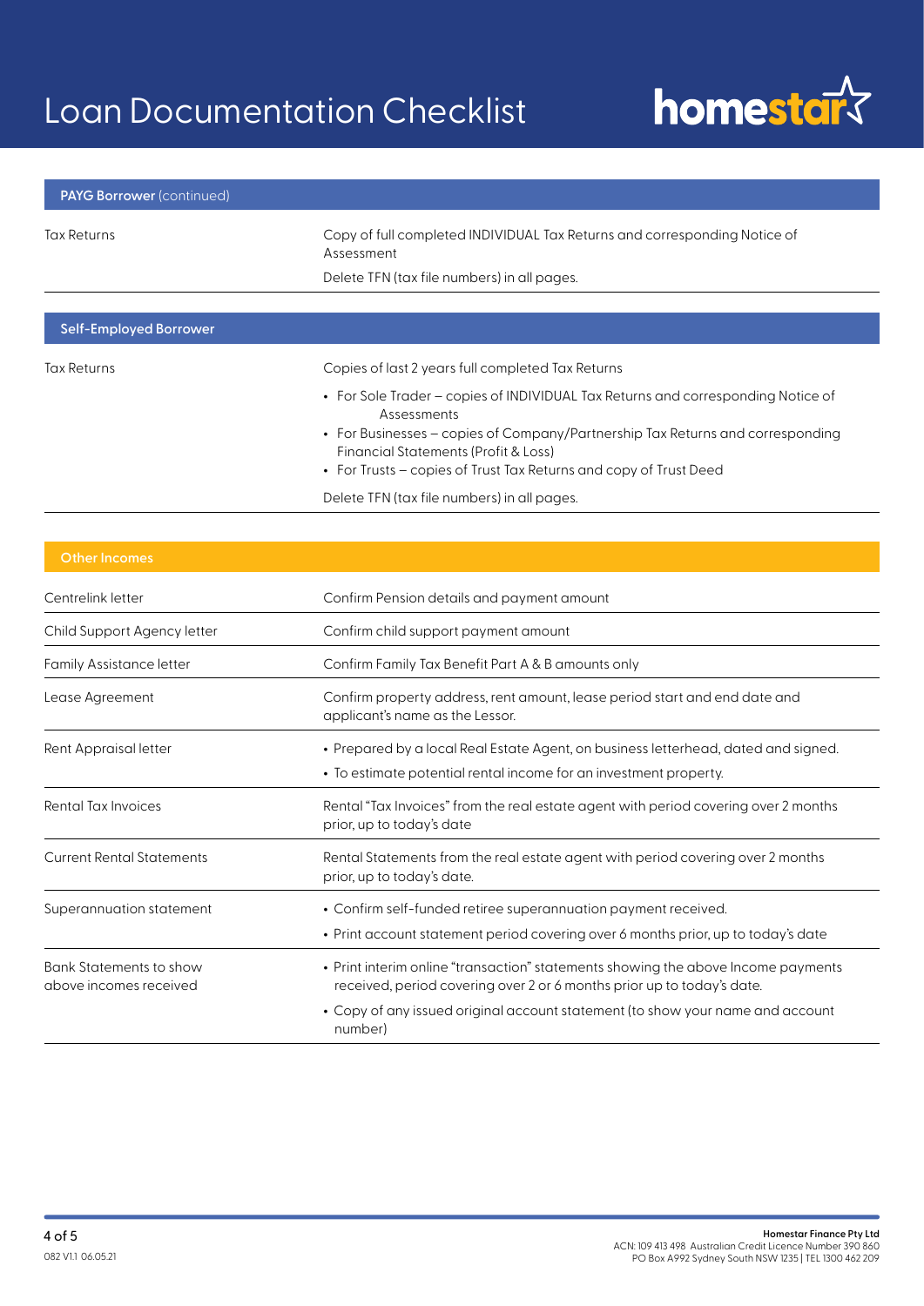# Loan Documentation Checklist

| **PAYG Borrower** (continued) | |
|---|---|
| Tax Returns | Copy of full completed INDIVIDUAL Tax Returns and corresponding Notice of Assessment<br><br>Delete TFN (tax file numbers) in all pages. |

| **Self-Employed Borrower** | |
|---|---|
| Tax Returns | Copies of last 2 years full completed Tax Returns<br><br>• For Sole Trader – copies of INDIVIDUAL Tax Returns and corresponding Notice of Assessments<br>• For Businesses – copies of Company/Partnership Tax Returns and corresponding Financial Statements (Profit & Loss)<br>• For Trusts – copies of Trust Tax Returns and copy of Trust Deed<br><br>Delete TFN (tax file numbers) in all pages. |

| **Other Incomes** | |
|---|---|
| Centrelink letter | Confirm Pension details and payment amount |
| Child Support Agency letter | Confirm child support payment amount |
| Family Assistance letter | Confirm Family Tax Benefit Part A & B amounts only |
| Lease Agreement | Confirm property address, rent amount, lease period start and end date and applicant's name as the Lessor. |
| Rent Appraisal letter | • Prepared by a local Real Estate Agent, on business letterhead, dated and signed.<br>• To estimate potential rental income for an investment property. |
| Rental Tax Invoices | Rental "Tax Invoices" from the real estate agent with period covering over 2 months prior, up to today's date |
| Current Rental Statements | Rental Statements from the real estate agent with period covering over 2 months prior, up to today's date. |
| Superannuation statement | • Confirm self-funded retiree superannuation payment received.<br>• Print account statement period covering over 6 months prior, up to today's date |
| Bank Statements to show above incomes received | • Print interim online "transaction" statements showing the above Income payments received, period covering over 2 or 6 months prior up to today's date.<br>• Copy of any issued original account statement (to show your name and account number) |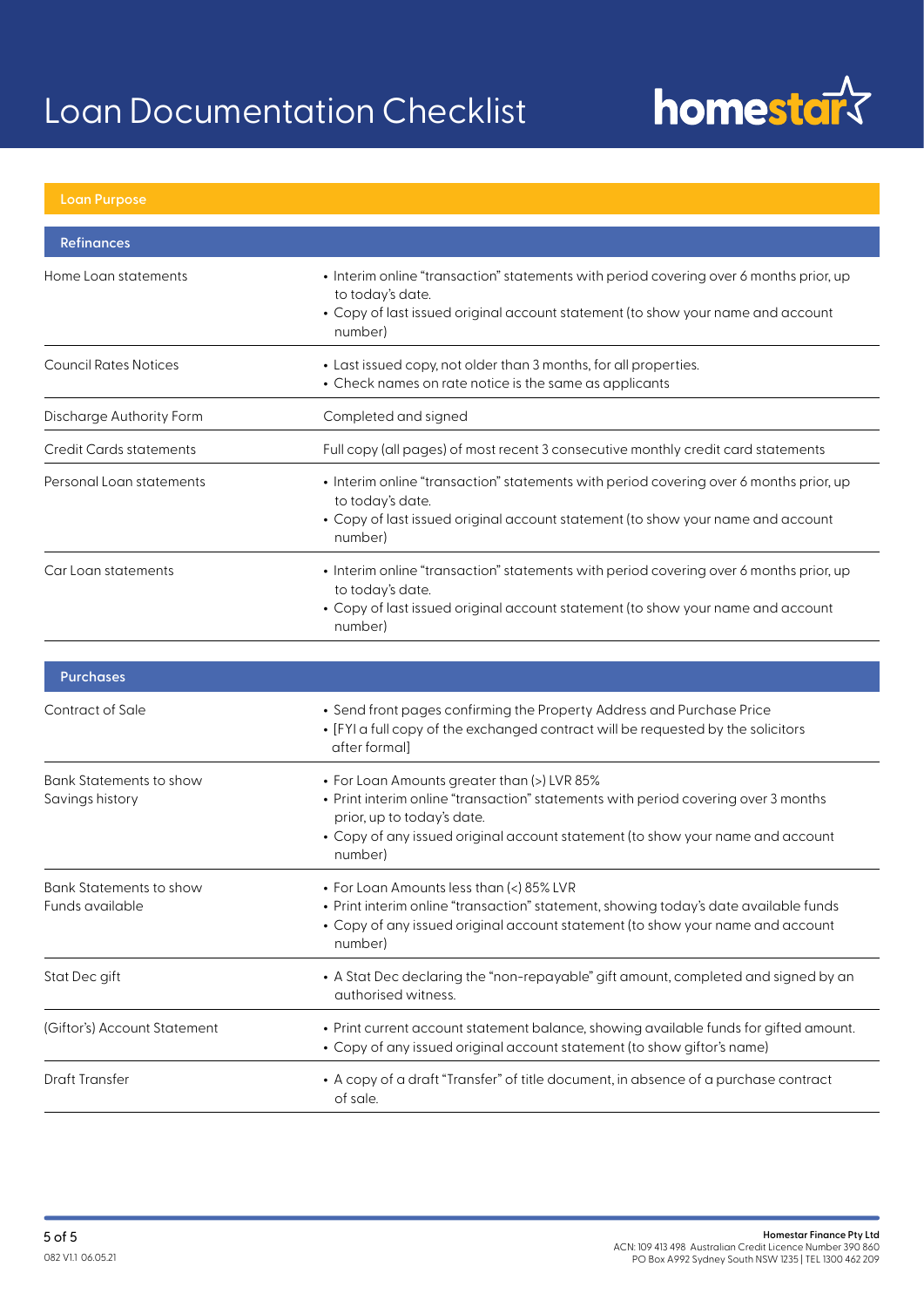# Loan Documentation Checklist

**homestar**

## Loan Purpose

### Refinances

| | |
|---|---|
| Home Loan statements | • Interim online "transaction" statements with period covering over 6 months prior, up to today's date.<br>• Copy of last issued original account statement (to show your name and account number) |
| Council Rates Notices | • Last issued copy, not older than 3 months, for all properties.<br>• Check names on rate notice is the same as applicants |
| Discharge Authority Form | Completed and signed |
| Credit Cards statements | Full copy (all pages) of most recent 3 consecutive monthly credit card statements |
| Personal Loan statements | • Interim online "transaction" statements with period covering over 6 months prior, up to today's date.<br>• Copy of last issued original account statement (to show your name and account number) |
| Car Loan statements | • Interim online "transaction" statements with period covering over 6 months prior, up to today's date.<br>• Copy of last issued original account statement (to show your name and account number) |

### Purchases

| | |
|---|---|
| Contract of Sale | • Send front pages confirming the Property Address and Purchase Price<br>• [FYI a full copy of the exchanged contract will be requested by the solicitors after formal] |
| Bank Statements to show Savings history | • For Loan Amounts greater than (>) LVR 85%<br>• Print interim online "transaction" statements with period covering over 3 months prior, up to today's date.<br>• Copy of any issued original account statement (to show your name and account number) |
| Bank Statements to show Funds available | • For Loan Amounts less than (<) 85% LVR<br>• Print interim online "transaction" statement, showing today's date available funds<br>• Copy of any issued original account statement (to show your name and account number) |
| Stat Dec gift | • A Stat Dec declaring the "non-repayable" gift amount, completed and signed by an authorised witness. |
| (Giftor's) Account Statement | • Print current account statement balance, showing available funds for gifted amount.<br>• Copy of any issued original account statement (to show giftor's name) |
| Draft Transfer | • A copy of a draft "Transfer" of title document, in absence of a purchase contract of sale. |

082 V1.1 06.05.21

**Homestar Finance Pty Ltd**
ACN: 109 413 498 Australian Credit Licence Number 390 860
PO Box A992 Sydney South NSW 1235 | TEL 1300 462 209